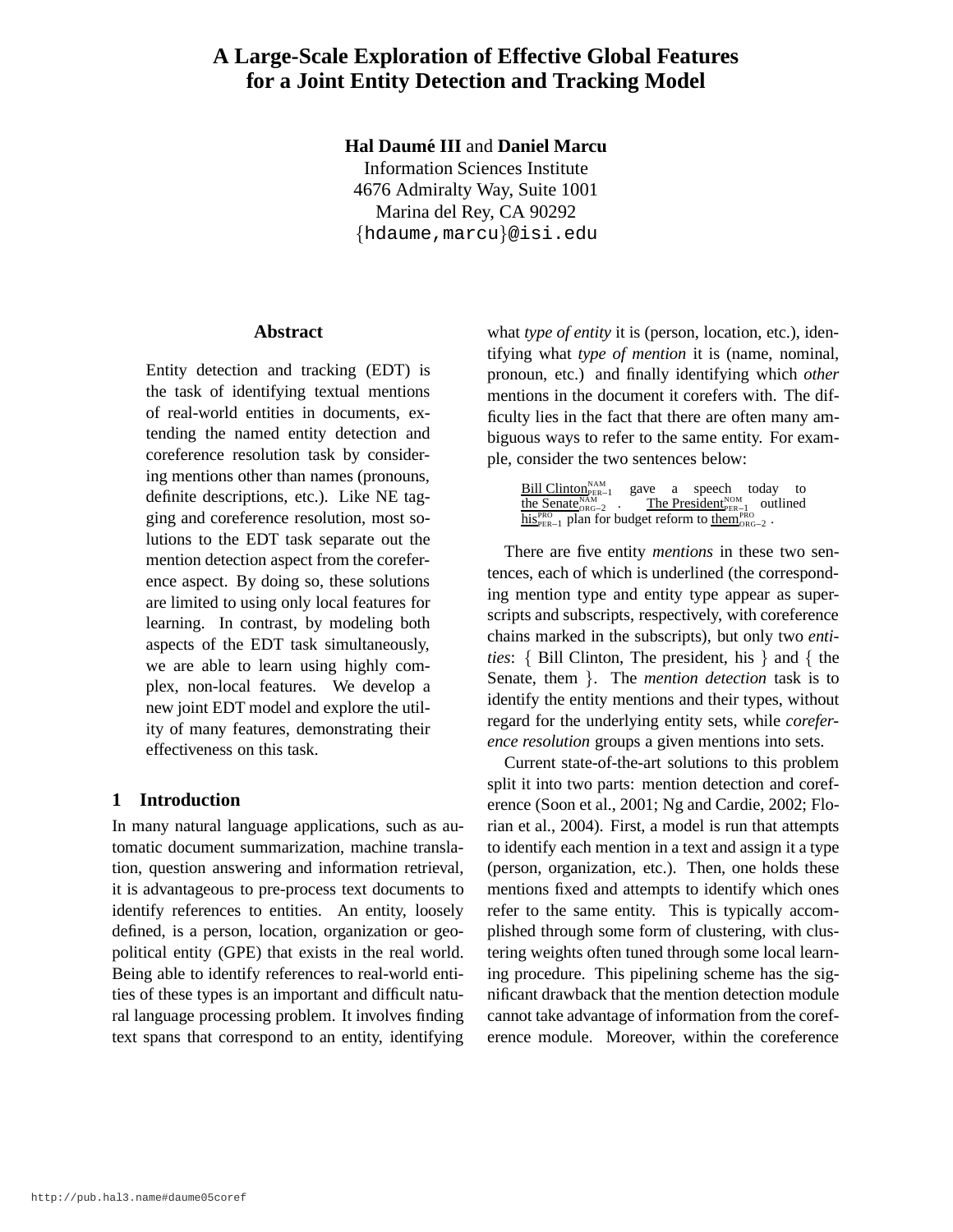# A Large-Scale Exploration of Effective Global Features for a Joint Entity Detection and Tracking Model

**Hal Daumé III** and **Daniel Marcu**
Information Sciences Institute
4676 Admiralty Way, Suite 1001
Marina del Rey, CA 90292
{hdaume,marcu}@isi.edu

## Abstract

Entity detection and tracking (EDT) is the task of identifying textual mentions of real-world entities in documents, extending the named entity detection and coreference resolution task by considering mentions other than names (pronouns, definite descriptions, etc.). Like NE tagging and coreference resolution, most solutions to the EDT task separate out the mention detection aspect from the coreference aspect. By doing so, these solutions are limited to using only local features for learning. In contrast, by modeling both aspects of the EDT task simultaneously, we are able to learn using highly complex, non-local features. We develop a new joint EDT model and explore the utility of many features, demonstrating their effectiveness on this task.

## 1 Introduction

In many natural language applications, such as automatic document summarization, machine translation, question answering and information retrieval, it is advantageous to pre-process text documents to identify references to entities. An entity, loosely defined, is a person, location, organization or geopolitical entity (GPE) that exists in the real world. Being able to identify references to real-world entities of these types is an important and difficult natural language processing problem. It involves finding text spans that correspond to an entity, identifying what *type of entity* it is (person, location, etc.), identifying what *type of mention* it is (name, nominal, pronoun, etc.) and finally identifying which *other* mentions in the document it corefers with. The difficulty lies in the fact that there are often many ambiguous ways to refer to the same entity. For example, consider the two sentences below:

> $\underline{\text{Bill Clinton}}^{\text{NAM}}_{\text{PER-1}}$ gave a speech today to $\underline{\text{the Senate}}^{\text{NAM}}_{\text{ORG-2}}$ . $\underline{\text{The President}}^{\text{NOM}}_{\text{PER-1}}$ outlined $\underline{\text{his}}^{\text{PRO}}_{\text{PER-1}}$ plan for budget reform to $\underline{\text{them}}^{\text{PRO}}_{\text{ORG-2}}$ .

There are five entity *mentions* in these two sentences, each of which is underlined (the corresponding mention type and entity type appear as superscripts and subscripts, respectively, with coreference chains marked in the subscripts), but only two *entities*: { Bill Clinton, The president, his } and { the Senate, them }. The *mention detection* task is to identify the entity mentions and their types, without regard for the underlying entity sets, while *coreference resolution* groups a given mentions into sets.

Current state-of-the-art solutions to this problem split it into two parts: mention detection and coreference (Soon et al., 2001; Ng and Cardie, 2002; Florian et al., 2004). First, a model is run that attempts to identify each mention in a text and assign it a type (person, organization, etc.). Then, one holds these mentions fixed and attempts to identify which ones refer to the same entity. This is typically accomplished through some form of clustering, with clustering weights often tuned through some local learning procedure. This pipelining scheme has the significant drawback that the mention detection module cannot take advantage of information from the coreference module. Moreover, within the coreference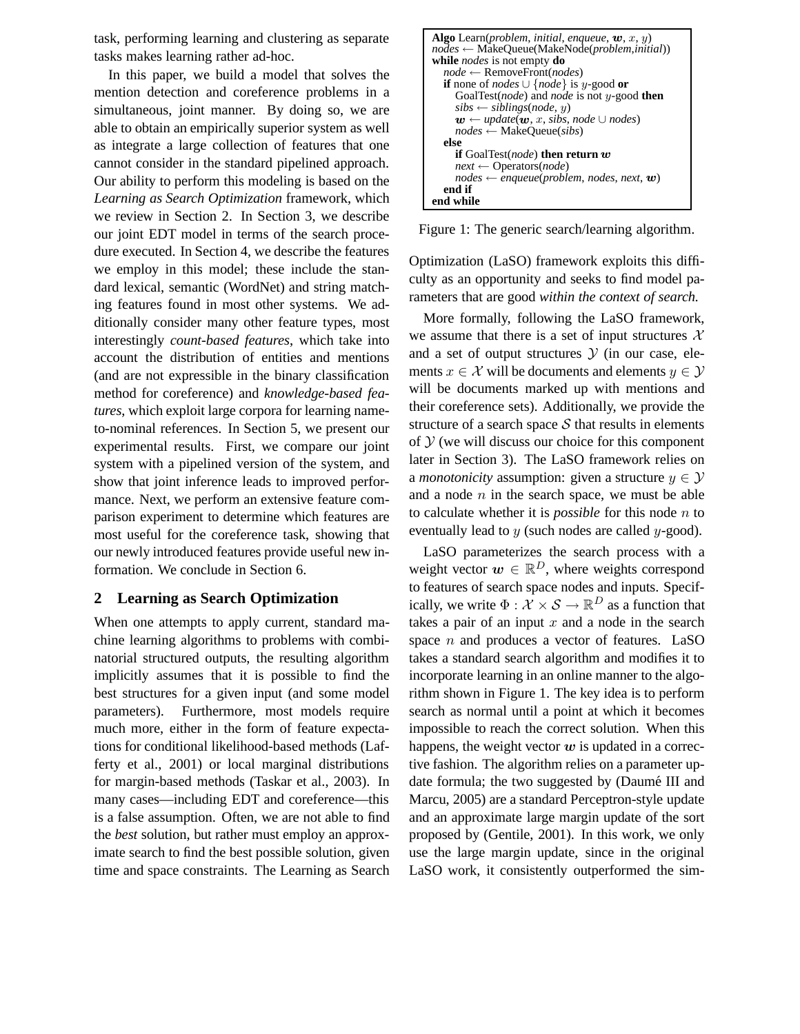task, performing learning and clustering as separate tasks makes learning rather ad-hoc.

In this paper, we build a model that solves the mention detection and coreference problems in a simultaneous, joint manner. By doing so, we are able to obtain an empirically superior system as well as integrate a large collection of features that one cannot consider in the standard pipelined approach. Our ability to perform this modeling is based on the *Learning as Search Optimization* framework, which we review in Section 2. In Section 3, we describe our joint EDT model in terms of the search procedure executed. In Section 4, we describe the features we employ in this model; these include the standard lexical, semantic (WordNet) and string matching features found in most other systems. We additionally consider many other feature types, most interestingly *count-based features*, which take into account the distribution of entities and mentions (and are not expressible in the binary classification method for coreference) and *knowledge-based features*, which exploit large corpora for learning name-to-nominal references. In Section 5, we present our experimental results. First, we compare our joint system with a pipelined version of the system, and show that joint inference leads to improved performance. Next, we perform an extensive feature comparison experiment to determine which features are most useful for the coreference task, showing that our newly introduced features provide useful new information. We conclude in Section 6.

## 2 Learning as Search Optimization

When one attempts to apply current, standard machine learning algorithms to problems with combinatorial structured outputs, the resulting algorithm implicitly assumes that it is possible to find the best structures for a given input (and some model parameters). Furthermore, most models require much more, either in the form of feature expectations for conditional likelihood-based methods (Lafferty et al., 2001) or local marginal distributions for margin-based methods (Taskar et al., 2003). In many cases—including EDT and coreference—this is a false assumption. Often, we are not able to find the *best* solution, but rather must employ an approximate search to find the best possible solution, given time and space constraints. The Learning as Search Optimization (LaSO) framework exploits this difficulty as an opportunity and seeks to find model parameters that are good *within the context of search.*

```
Algo Learn(problem, initial, enqueue, w, x, y)
nodes ← MakeQueue(MakeNode(problem,initial))
while nodes is not empty do
  node ← RemoveFront(nodes)
  if none of nodes ∪ {node} is y-good or
     GoalTest(node) and node is not y-good then
     sibs ← siblings(node, y)
     w ← update(w, x, sibs, node ∪ nodes)
     nodes ← MakeQueue(sibs)
  else
     if GoalTest(node) then return w
     next ← Operators(node)
     nodes ← enqueue(problem, nodes, next, w)
  end if
end while
```

Figure 1: The generic search/learning algorithm.

More formally, following the LaSO framework, we assume that there is a set of input structures $\mathcal{X}$ and a set of output structures $\mathcal{Y}$ (in our case, elements $x \in \mathcal{X}$ will be documents and elements $y \in \mathcal{Y}$ will be documents marked up with mentions and their coreference sets). Additionally, we provide the structure of a search space $\mathcal{S}$ that results in elements of $\mathcal{Y}$ (we will discuss our choice for this component later in Section 3). The LaSO framework relies on a *monotonicity* assumption: given a structure $y \in \mathcal{Y}$ and a node $n$ in the search space, we must be able to calculate whether it is *possible* for this node $n$ to eventually lead to $y$ (such nodes are called $y$-good).

LaSO parameterizes the search process with a weight vector $\boldsymbol{w} \in \mathbb{R}^D$, where weights correspond to features of search space nodes and inputs. Specifically, we write $\Phi : \mathcal{X} \times \mathcal{S} \to \mathbb{R}^D$ as a function that takes a pair of an input $x$ and a node in the search space $n$ and produces a vector of features. LaSO takes a standard search algorithm and modifies it to incorporate learning in an online manner to the algorithm shown in Figure 1. The key idea is to perform search as normal until a point at which it becomes impossible to reach the correct solution. When this happens, the weight vector $\boldsymbol{w}$ is updated in a corrective fashion. The algorithm relies on a parameter update formula; the two suggested by (Daumé III and Marcu, 2005) are a standard Perceptron-style update and an approximate large margin update of the sort proposed by (Gentile, 2001). In this work, we only use the large margin update, since in the original LaSO work, it consistently outperformed the sim-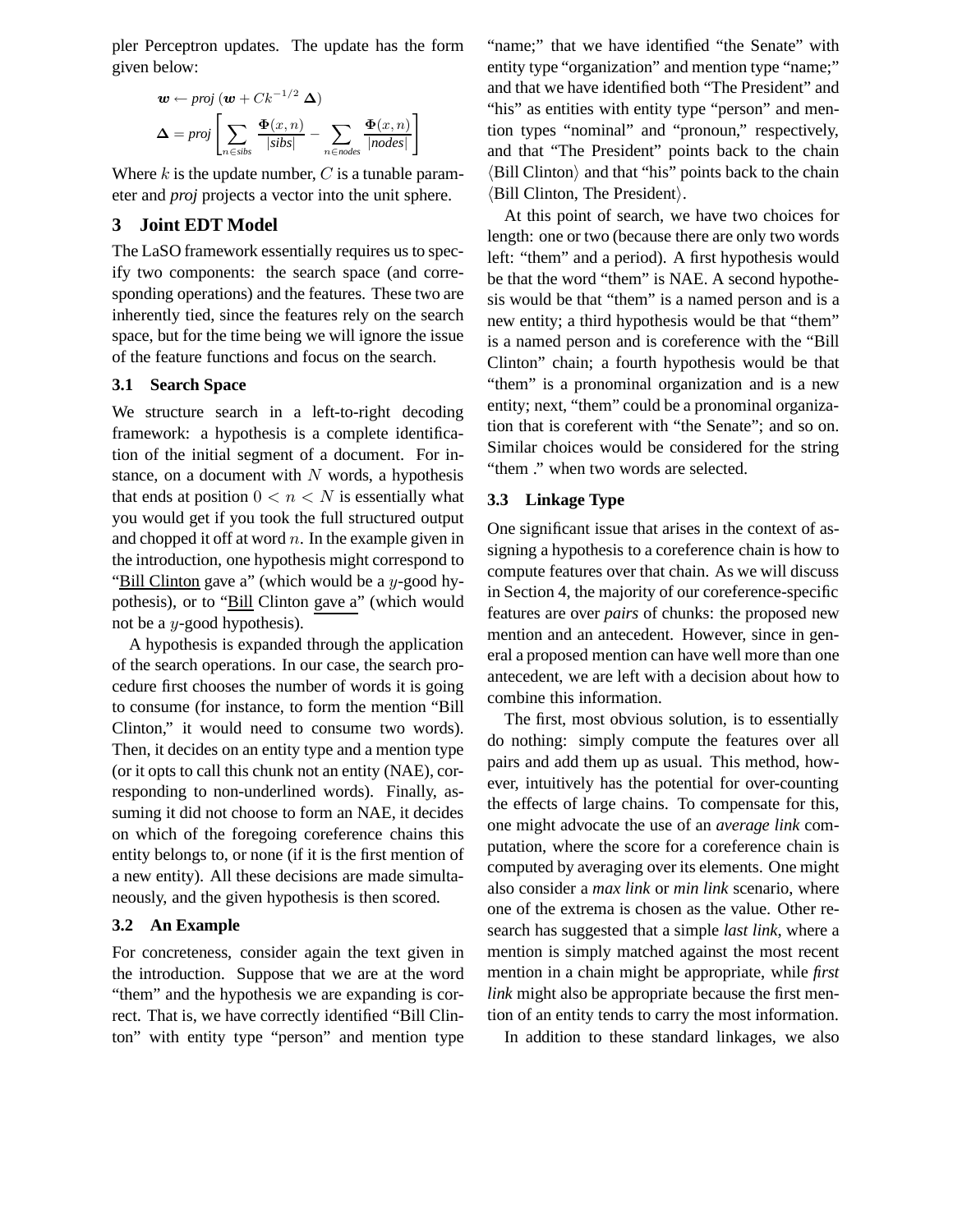pler Perceptron updates. The update has the form given below:

$$\boldsymbol{w} \leftarrow \textit{proj}\left(\boldsymbol{w} + Ck^{-1/2}\,\boldsymbol{\Delta}\right)$$

$$\boldsymbol{\Delta} = \textit{proj}\left[\sum_{n \in \textit{sibs}} \frac{\boldsymbol{\Phi}(x,n)}{|\textit{sibs}|} - \sum_{n \in \textit{nodes}} \frac{\boldsymbol{\Phi}(x,n)}{|\textit{nodes}|}\right]$$

Where $k$ is the update number, $C$ is a tunable parameter and *proj* projects a vector into the unit sphere.

## 3 Joint EDT Model

The LaSO framework essentially requires us to specify two components: the search space (and corresponding operations) and the features. These two are inherently tied, since the features rely on the search space, but for the time being we will ignore the issue of the feature functions and focus on the search.

### 3.1 Search Space

We structure search in a left-to-right decoding framework: a hypothesis is a complete identification of the initial segment of a document. For instance, on a document with $N$ words, a hypothesis that ends at position $0 < n < N$ is essentially what you would get if you took the full structured output and chopped it off at word $n$. In the example given in the introduction, one hypothesis might correspond to "Bill Clinton gave a" (which would be a $y$-good hypothesis), or to "Bill Clinton gave a" (which would not be a $y$-good hypothesis).

A hypothesis is expanded through the application of the search operations. In our case, the search procedure first chooses the number of words it is going to consume (for instance, to form the mention "Bill Clinton," it would need to consume two words). Then, it decides on an entity type and a mention type (or it opts to call this chunk not an entity (NAE), corresponding to non-underlined words). Finally, assuming it did not choose to form an NAE, it decides on which of the foregoing coreference chains this entity belongs to, or none (if it is the first mention of a new entity). All these decisions are made simultaneously, and the given hypothesis is then scored.

### 3.2 An Example

For concreteness, consider again the text given in the introduction. Suppose that we are at the word "them" and the hypothesis we are expanding is correct. That is, we have correctly identified "Bill Clinton" with entity type "person" and mention type "name;" that we have identified "the Senate" with entity type "organization" and mention type "name;" and that we have identified both "The President" and "his" as entities with entity type "person" and mention types "nominal" and "pronoun," respectively, and that "The President" points back to the chain ⟨Bill Clinton⟩ and that "his" points back to the chain ⟨Bill Clinton, The President⟩.

At this point of search, we have two choices for length: one or two (because there are only two words left: "them" and a period). A first hypothesis would be that the word "them" is NAE. A second hypothesis would be that "them" is a named person and is a new entity; a third hypothesis would be that "them" is a named person and is coreference with the "Bill Clinton" chain; a fourth hypothesis would be that "them" is a pronominal organization and is a new entity; next, "them" could be a pronominal organization that is coreferent with "the Senate"; and so on. Similar choices would be considered for the string "them ." when two words are selected.

### 3.3 Linkage Type

One significant issue that arises in the context of assigning a hypothesis to a coreference chain is how to compute features over that chain. As we will discuss in Section 4, the majority of our coreference-specific features are over *pairs* of chunks: the proposed new mention and an antecedent. However, since in general a proposed mention can have well more than one antecedent, we are left with a decision about how to combine this information.

The first, most obvious solution, is to essentially do nothing: simply compute the features over all pairs and add them up as usual. This method, however, intuitively has the potential for over-counting the effects of large chains. To compensate for this, one might advocate the use of an *average link* computation, where the score for a coreference chain is computed by averaging over its elements. One might also consider a *max link* or *min link* scenario, where one of the extrema is chosen as the value. Other research has suggested that a simple *last link*, where a mention is simply matched against the most recent mention in a chain might be appropriate, while *first link* might also be appropriate because the first mention of an entity tends to carry the most information.

In addition to these standard linkages, we also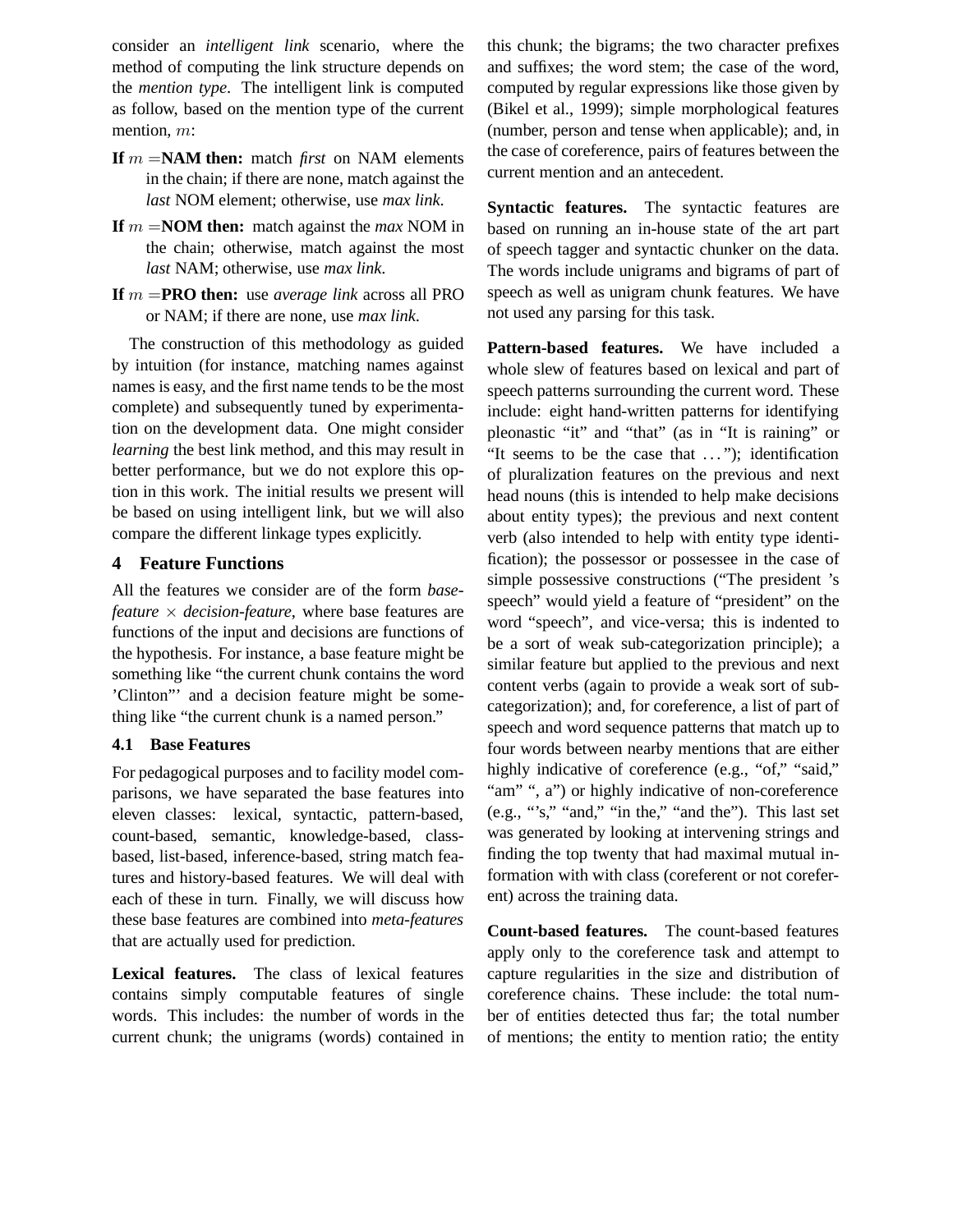consider an *intelligent link* scenario, where the method of computing the link structure depends on the *mention type*. The intelligent link is computed as follow, based on the mention type of the current mention, $m$:

- **If** $m =$**NAM then:** match *first* on NAM elements in the chain; if there are none, match against the *last* NOM element; otherwise, use *max link*.
- **If** $m =$**NOM then:** match against the *max* NOM in the chain; otherwise, match against the most *last* NAM; otherwise, use *max link*.
- **If** $m =$**PRO then:** use *average link* across all PRO or NAM; if there are none, use *max link*.

The construction of this methodology as guided by intuition (for instance, matching names against names is easy, and the first name tends to be the most complete) and subsequently tuned by experimentation on the development data. One might consider *learning* the best link method, and this may result in better performance, but we do not explore this option in this work. The initial results we present will be based on using intelligent link, but we will also compare the different linkage types explicitly.

## 4 Feature Functions

All the features we consider are of the form *base-feature* $\times$ *decision-feature*, where base features are functions of the input and decisions are functions of the hypothesis. For instance, a base feature might be something like "the current chunk contains the word 'Clinton"' and a decision feature might be something like "the current chunk is a named person."

### 4.1 Base Features

For pedagogical purposes and to facility model comparisons, we have separated the base features into eleven classes: lexical, syntactic, pattern-based, count-based, semantic, knowledge-based, class-based, list-based, inference-based, string match features and history-based features. We will deal with each of these in turn. Finally, we will discuss how these base features are combined into *meta-features* that are actually used for prediction.

**Lexical features.** The class of lexical features contains simply computable features of single words. This includes: the number of words in the current chunk; the unigrams (words) contained in this chunk; the bigrams; the two character prefixes and suffixes; the word stem; the case of the word, computed by regular expressions like those given by (Bikel et al., 1999); simple morphological features (number, person and tense when applicable); and, in the case of coreference, pairs of features between the current mention and an antecedent.

**Syntactic features.** The syntactic features are based on running an in-house state of the art part of speech tagger and syntactic chunker on the data. The words include unigrams and bigrams of part of speech as well as unigram chunk features. We have not used any parsing for this task.

**Pattern-based features.** We have included a whole slew of features based on lexical and part of speech patterns surrounding the current word. These include: eight hand-written patterns for identifying pleonastic "it" and "that" (as in "It is raining" or "It seems to be the case that ..."); identification of pluralization features on the previous and next head nouns (this is intended to help make decisions about entity types); the previous and next content verb (also intended to help with entity type identification); the possessor or possessee in the case of simple possessive constructions ("The president 's speech" would yield a feature of "president" on the word "speech", and vice-versa; this is indented to be a sort of weak sub-categorization principle); a similar feature but applied to the previous and next content verbs (again to provide a weak sort of sub-categorization); and, for coreference, a list of part of speech and word sequence patterns that match up to four words between nearby mentions that are either highly indicative of coreference (e.g., "of," "said," "am" ", a") or highly indicative of non-coreference (e.g., "'s," "and," "in the," "and the"). This last set was generated by looking at intervening strings and finding the top twenty that had maximal mutual information with with class (coreferent or not coreferent) across the training data.

**Count-based features.** The count-based features apply only to the coreference task and attempt to capture regularities in the size and distribution of coreference chains. These include: the total number of entities detected thus far; the total number of mentions; the entity to mention ratio; the entity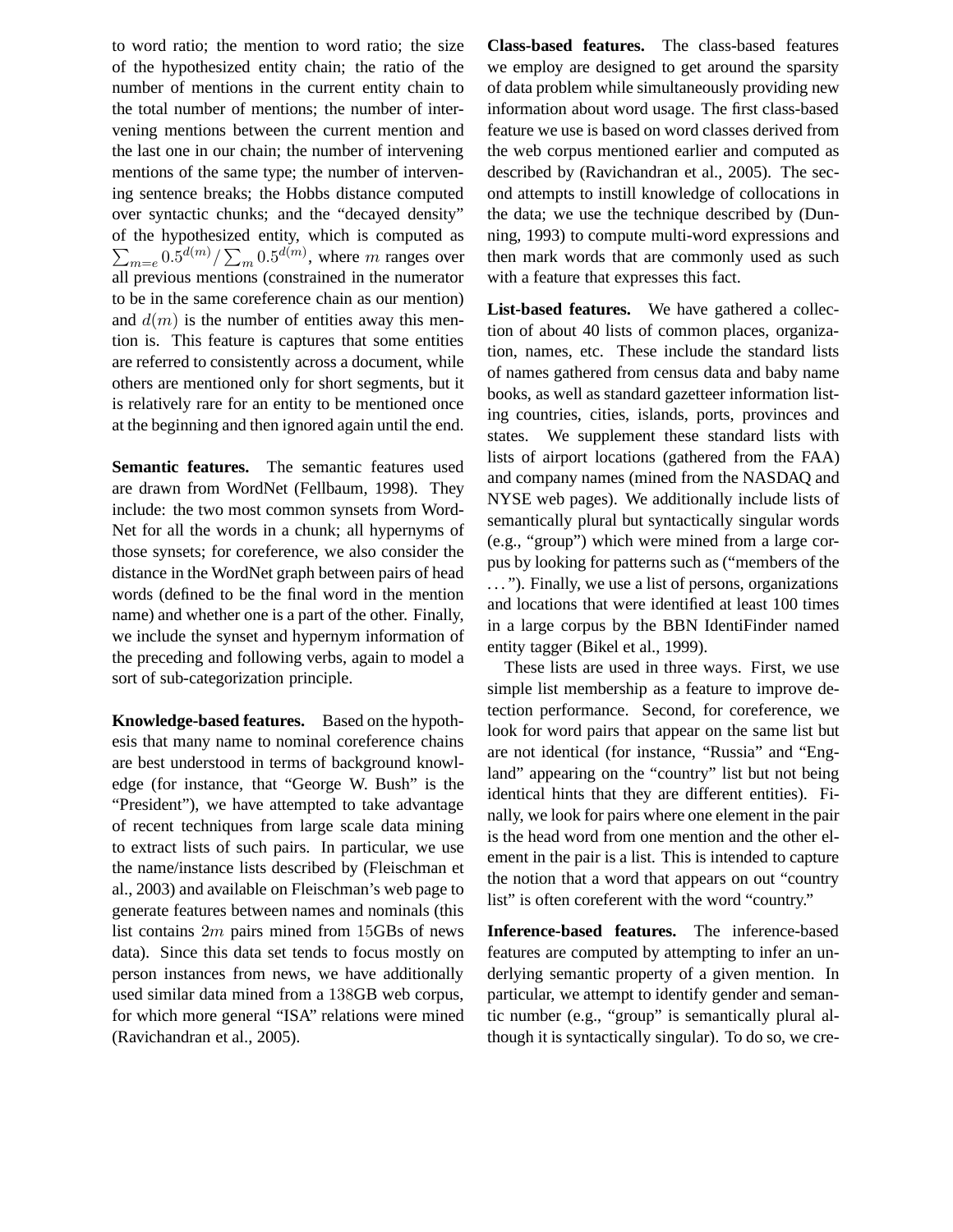to word ratio; the mention to word ratio; the size of the hypothesized entity chain; the ratio of the number of mentions in the current entity chain to the total number of mentions; the number of intervening mentions between the current mention and the last one in our chain; the number of intervening mentions of the same type; the number of intervening sentence breaks; the Hobbs distance computed over syntactic chunks; and the "decayed density" of the hypothesized entity, which is computed as $\sum_{m=e} 0.5^{d(m)} / \sum_{m} 0.5^{d(m)}$, where $m$ ranges over all previous mentions (constrained in the numerator to be in the same coreference chain as our mention) and $d(m)$ is the number of entities away this mention is. This feature is captures that some entities are referred to consistently across a document, while others are mentioned only for short segments, but it is relatively rare for an entity to be mentioned once at the beginning and then ignored again until the end.

**Semantic features.** The semantic features used are drawn from WordNet (Fellbaum, 1998). They include: the two most common synsets from WordNet for all the words in a chunk; all hypernyms of those synsets; for coreference, we also consider the distance in the WordNet graph between pairs of head words (defined to be the final word in the mention name) and whether one is a part of the other. Finally, we include the synset and hypernym information of the preceding and following verbs, again to model a sort of sub-categorization principle.

**Knowledge-based features.** Based on the hypothesis that many name to nominal coreference chains are best understood in terms of background knowledge (for instance, that "George W. Bush" is the "President"), we have attempted to take advantage of recent techniques from large scale data mining to extract lists of such pairs. In particular, we use the name/instance lists described by (Fleischman et al., 2003) and available on Fleischman's web page to generate features between names and nominals (this list contains $2m$ pairs mined from $15$GBs of news data). Since this data set tends to focus mostly on person instances from news, we have additionally used similar data mined from a $138$GB web corpus, for which more general "ISA" relations were mined (Ravichandran et al., 2005).

**Class-based features.** The class-based features we employ are designed to get around the sparsity of data problem while simultaneously providing new information about word usage. The first class-based feature we use is based on word classes derived from the web corpus mentioned earlier and computed as described by (Ravichandran et al., 2005). The second attempts to instill knowledge of collocations in the data; we use the technique described by (Dunning, 1993) to compute multi-word expressions and then mark words that are commonly used as such with a feature that expresses this fact.

**List-based features.** We have gathered a collection of about 40 lists of common places, organization, names, etc. These include the standard lists of names gathered from census data and baby name books, as well as standard gazetteer information listing countries, cities, islands, ports, provinces and states. We supplement these standard lists with lists of airport locations (gathered from the FAA) and company names (mined from the NASDAQ and NYSE web pages). We additionally include lists of semantically plural but syntactically singular words (e.g., "group") which were mined from a large corpus by looking for patterns such as ("members of the ..."). Finally, we use a list of persons, organizations and locations that were identified at least 100 times in a large corpus by the BBN IdentiFinder named entity tagger (Bikel et al., 1999).

These lists are used in three ways. First, we use simple list membership as a feature to improve detection performance. Second, for coreference, we look for word pairs that appear on the same list but are not identical (for instance, "Russia" and "England" appearing on the "country" list but not being identical hints that they are different entities). Finally, we look for pairs where one element in the pair is the head word from one mention and the other element in the pair is a list. This is intended to capture the notion that a word that appears on out "country list" is often coreferent with the word "country."

**Inference-based features.** The inference-based features are computed by attempting to infer an underlying semantic property of a given mention. In particular, we attempt to identify gender and semantic number (e.g., "group" is semantically plural although it is syntactically singular). To do so, we cre-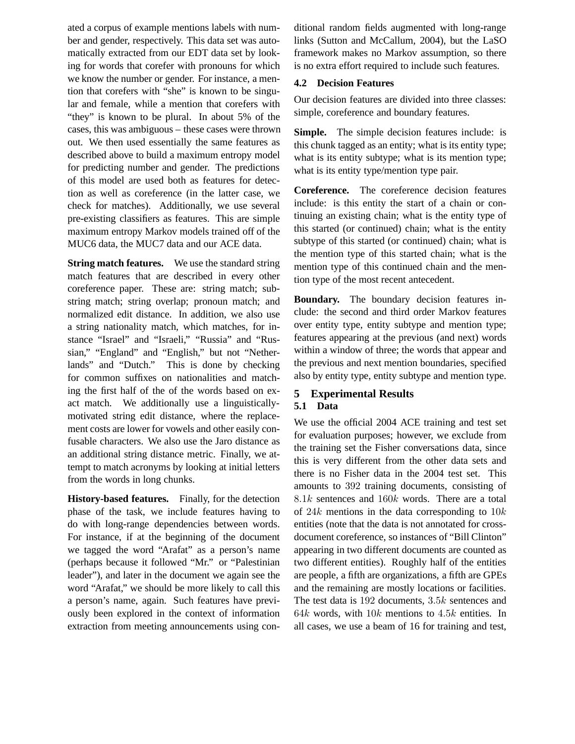ated a corpus of example mentions labels with number and gender, respectively. This data set was automatically extracted from our EDT data set by looking for words that corefer with pronouns for which we know the number or gender. For instance, a mention that corefers with "she" is known to be singular and female, while a mention that corefers with "they" is known to be plural. In about 5% of the cases, this was ambiguous – these cases were thrown out. We then used essentially the same features as described above to build a maximum entropy model for predicting number and gender. The predictions of this model are used both as features for detection as well as coreference (in the latter case, we check for matches). Additionally, we use several pre-existing classifiers as features. This are simple maximum entropy Markov models trained off of the MUC6 data, the MUC7 data and our ACE data.

**String match features.** We use the standard string match features that are described in every other coreference paper. These are: string match; substring match; string overlap; pronoun match; and normalized edit distance. In addition, we also use a string nationality match, which matches, for instance "Israel" and "Israeli," "Russia" and "Russian," "England" and "English," but not "Netherlands" and "Dutch." This is done by checking for common suffixes on nationalities and matching the first half of the of the words based on exact match. We additionally use a linguistically-motivated string edit distance, where the replacement costs are lower for vowels and other easily confusable characters. We also use the Jaro distance as an additional string distance metric. Finally, we attempt to match acronyms by looking at initial letters from the words in long chunks.

**History-based features.** Finally, for the detection phase of the task, we include features having to do with long-range dependencies between words. For instance, if at the beginning of the document we tagged the word "Arafat" as a person's name (perhaps because it followed "Mr." or "Palestinian leader"), and later in the document we again see the word "Arafat," we should be more likely to call this a person's name, again. Such features have previously been explored in the context of information extraction from meeting announcements using conditional random fields augmented with long-range links (Sutton and McCallum, 2004), but the LaSO framework makes no Markov assumption, so there is no extra effort required to include such features.

### 4.2 Decision Features

Our decision features are divided into three classes: simple, coreference and boundary features.

**Simple.** The simple decision features include: is this chunk tagged as an entity; what is its entity type; what is its entity subtype; what is its mention type; what is its entity type/mention type pair.

**Coreference.** The coreference decision features include: is this entity the start of a chain or continuing an existing chain; what is the entity type of this started (or continued) chain; what is the entity subtype of this started (or continued) chain; what is the mention type of this started chain; what is the mention type of this continued chain and the mention type of the most recent antecedent.

**Boundary.** The boundary decision features include: the second and third order Markov features over entity type, entity subtype and mention type; features appearing at the previous (and next) words within a window of three; the words that appear and the previous and next mention boundaries, specified also by entity type, entity subtype and mention type.

## 5 Experimental Results

### 5.1 Data

We use the official 2004 ACE training and test set for evaluation purposes; however, we exclude from the training set the Fisher conversations data, since this is very different from the other data sets and there is no Fisher data in the 2004 test set. This amounts to $392$ training documents, consisting of $8.1k$ sentences and $160k$ words. There are a total of $24k$ mentions in the data corresponding to $10k$ entities (note that the data is not annotated for cross-document coreference, so instances of "Bill Clinton" appearing in two different documents are counted as two different entities). Roughly half of the entities are people, a fifth are organizations, a fifth are GPEs and the remaining are mostly locations or facilities. The test data is $192$ documents, $3.5k$ sentences and $64k$ words, with $10k$ mentions to $4.5k$ entities. In all cases, we use a beam of 16 for training and test,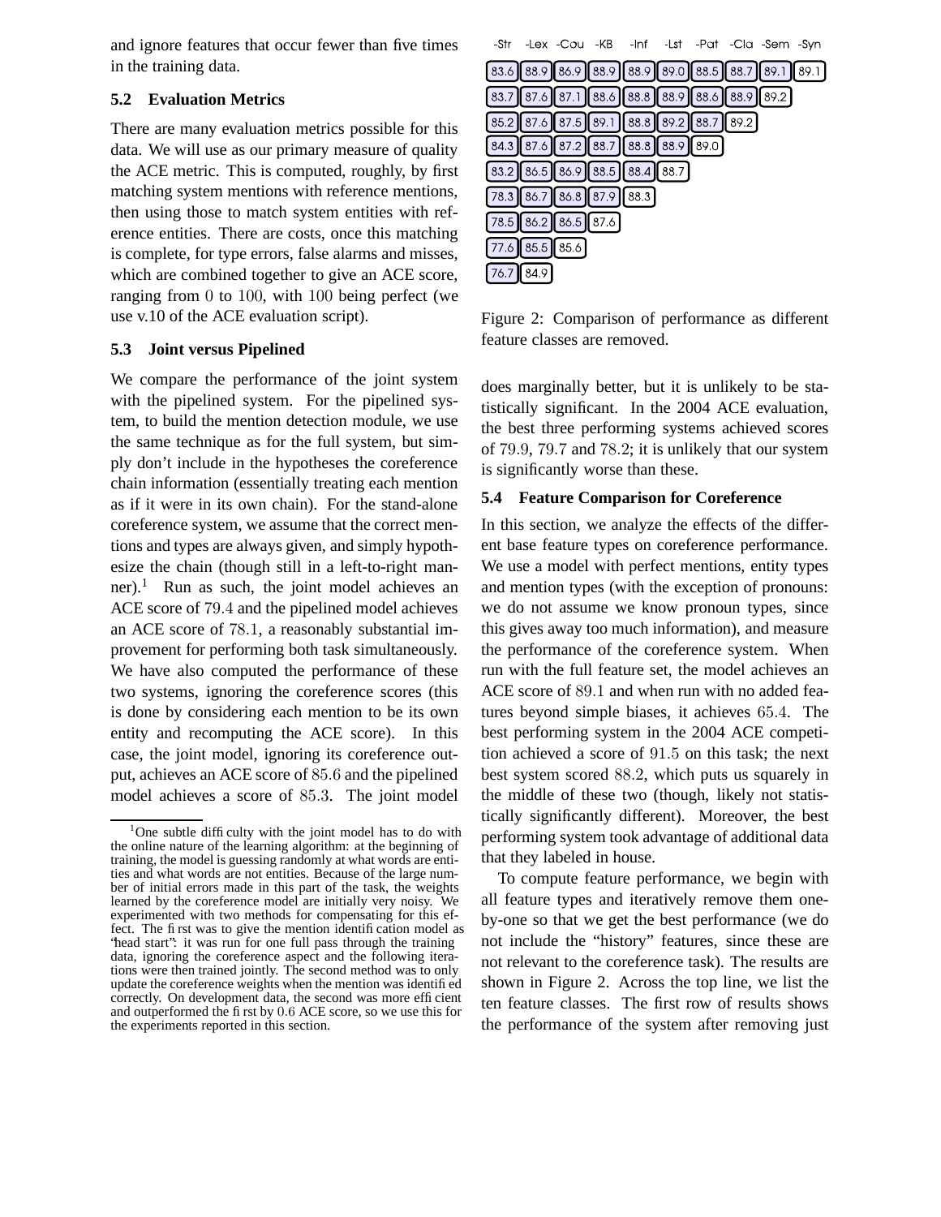and ignore features that occur fewer than five times in the training data.

### 5.2 Evaluation Metrics

There are many evaluation metrics possible for this data. We will use as our primary measure of quality the ACE metric. This is computed, roughly, by first matching system mentions with reference mentions, then using those to match system entities with reference entities. There are costs, once this matching is complete, for type errors, false alarms and misses, which are combined together to give an ACE score, ranging from 0 to 100, with 100 being perfect (we use v.10 of the ACE evaluation script).

### 5.3 Joint versus Pipelined

We compare the performance of the joint system with the pipelined system. For the pipelined system, to build the mention detection module, we use the same technique as for the full system, but simply don't include in the hypotheses the coreference chain information (essentially treating each mention as if it were in its own chain). For the stand-alone coreference system, we assume that the correct mentions and types are always given, and simply hypothesize the chain (though still in a left-to-right manner).[1] Run as such, the joint model achieves an ACE score of 79.4 and the pipelined model achieves an ACE score of 78.1, a reasonably substantial improvement for performing both task simultaneously. We have also computed the performance of these two systems, ignoring the coreference scores (this is done by considering each mention to be its own entity and recomputing the ACE score). In this case, the joint model, ignoring its coreference output, achieves an ACE score of 85.6 and the pipelined model achieves a score of 85.3. The joint model does marginally better, but it is unlikely to be statistically significant. In the 2004 ACE evaluation, the best three performing systems achieved scores of 79.9, 79.7 and 78.2; it is unlikely that our system is significantly worse than these.

| -Str | -Lex | -Cou | -KB | -Inf | -Lst | -Pat | -Cla | -Sem | -Syn |
|---|---|---|---|---|---|---|---|---|---|
| 83.6 | 88.9 | 86.9 | 88.9 | 88.9 | 89.0 | 88.5 | 88.7 | 89.1 | 89.1 |
| 83.7 | 87.6 | 87.1 | 88.6 | 88.8 | 88.9 | 88.6 | 88.9 | 89.2 | |
| 85.2 | 87.6 | 87.5 | 89.1 | 88.8 | 89.2 | 88.7 | 89.2 | | |
| 84.3 | 87.6 | 87.2 | 88.7 | 88.8 | 88.9 | 89.0 | | | |
| 83.2 | 86.5 | 86.9 | 88.5 | 88.4 | 88.7 | | | | |
| 78.3 | 86.7 | 86.8 | 87.9 | 88.3 | | | | | |
| 78.5 | 86.2 | 86.5 | 87.6 | | | | | | |
| 77.6 | 85.5 | 85.6 | | | | | | | |
| 76.7 | 84.9 | | | | | | | | |

Figure 2: Comparison of performance as different feature classes are removed.

### 5.4 Feature Comparison for Coreference

In this section, we analyze the effects of the different base feature types on coreference performance. We use a model with perfect mentions, entity types and mention types (with the exception of pronouns: we do not assume we know pronoun types, since this gives away too much information), and measure the performance of the coreference system. When run with the full feature set, the model achieves an ACE score of 89.1 and when run with no added features beyond simple biases, it achieves 65.4. The best performing system in the 2004 ACE competition achieved a score of 91.5 on this task; the next best system scored 88.2, which puts us squarely in the middle of these two (though, likely not statistically significantly different). Moreover, the best performing system took advantage of additional data that they labeled in house.

To compute feature performance, we begin with all feature types and iteratively remove them one-by-one so that we get the best performance (we do not include the "history" features, since these are not relevant to the coreference task). The results are shown in Figure 2. Across the top line, we list the ten feature classes. The first row of results shows the performance of the system after removing just

[1] One subtle difficulty with the joint model has to do with the online nature of the learning algorithm: at the beginning of training, the model is guessing randomly at what words are entities and what words are not entities. Because of the large number of initial errors made in this part of the task, the weights learned by the coreference model are initially very noisy. We experimented with two methods for compensating for this effect. The first was to give the mention identification model as "head start": it was run for one full pass through the training data, ignoring the coreference aspect and the following iterations were then trained jointly. The second method was to only update the coreference weights when the mention was identified correctly. On development data, the second was more efficient and outperformed the first by 0.6 ACE score, so we use this for the experiments reported in this section.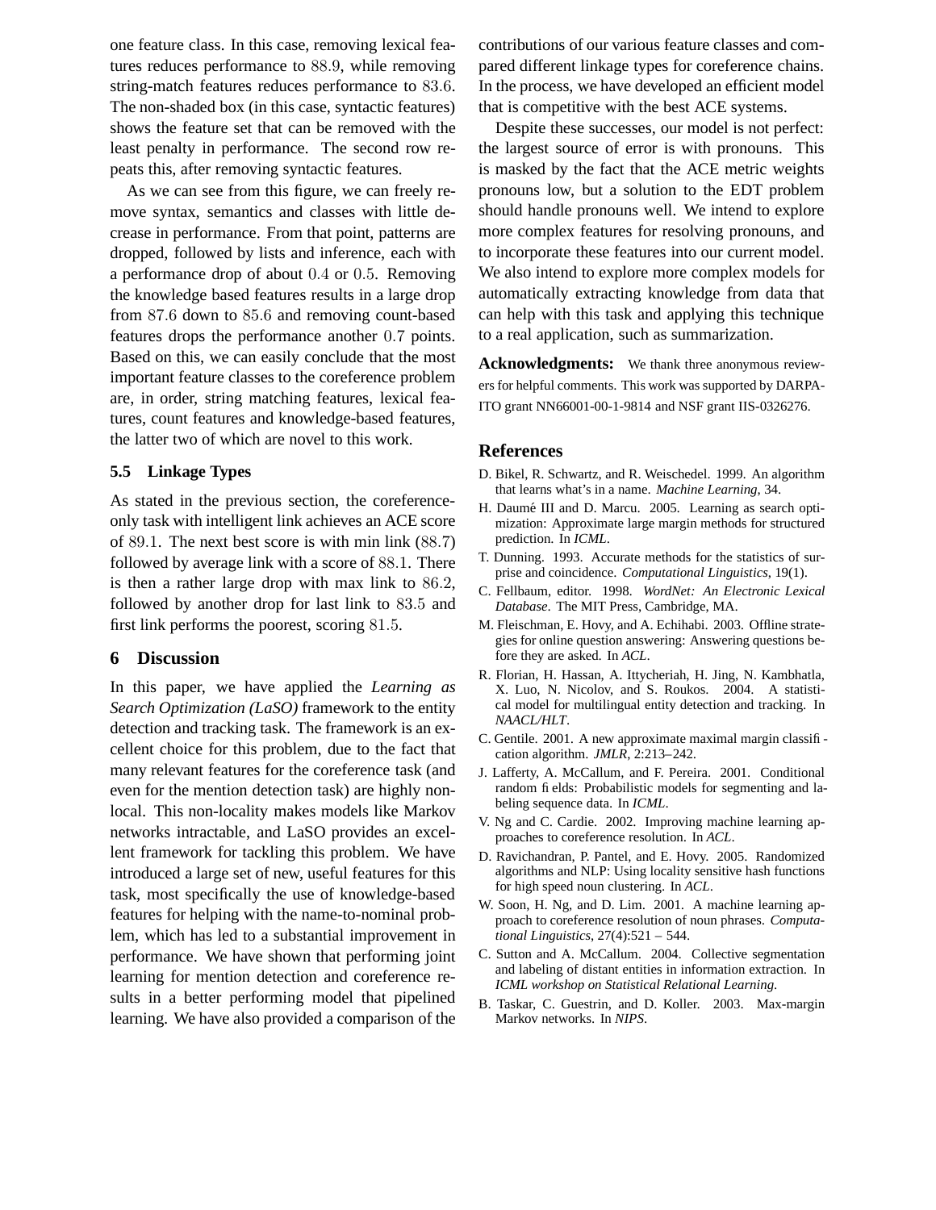one feature class. In this case, removing lexical features reduces performance to $88.9$, while removing string-match features reduces performance to $83.6$. The non-shaded box (in this case, syntactic features) shows the feature set that can be removed with the least penalty in performance. The second row repeats this, after removing syntactic features.

As we can see from this figure, we can freely remove syntax, semantics and classes with little decrease in performance. From that point, patterns are dropped, followed by lists and inference, each with a performance drop of about $0.4$ or $0.5$. Removing the knowledge based features results in a large drop from $87.6$ down to $85.6$ and removing count-based features drops the performance another $0.7$ points. Based on this, we can easily conclude that the most important feature classes to the coreference problem are, in order, string matching features, lexical features, count features and knowledge-based features, the latter two of which are novel to this work.

### 5.5 Linkage Types

As stated in the previous section, the coreference-only task with intelligent link achieves an ACE score of $89.1$. The next best score is with min link ($88.7$) followed by average link with a score of $88.1$. There is then a rather large drop with max link to $86.2$, followed by another drop for last link to $83.5$ and first link performs the poorest, scoring $81.5$.

## 6 Discussion

In this paper, we have applied the *Learning as Search Optimization (LaSO)* framework to the entity detection and tracking task. The framework is an excellent choice for this problem, due to the fact that many relevant features for the coreference task (and even for the mention detection task) are highly non-local. This non-locality makes models like Markov networks intractable, and LaSO provides an excellent framework for tackling this problem. We have introduced a large set of new, useful features for this task, most specifically the use of knowledge-based features for helping with the name-to-nominal problem, which has led to a substantial improvement in performance. We have shown that performing joint learning for mention detection and coreference results in a better performing model that pipelined learning. We have also provided a comparison of the contributions of our various feature classes and compared different linkage types for coreference chains. In the process, we have developed an efficient model that is competitive with the best ACE systems.

Despite these successes, our model is not perfect: the largest source of error is with pronouns. This is masked by the fact that the ACE metric weights pronouns low, but a solution to the EDT problem should handle pronouns well. We intend to explore more complex features for resolving pronouns, and to incorporate these features into our current model. We also intend to explore more complex models for automatically extracting knowledge from data that can help with this task and applying this technique to a real application, such as summarization.

**Acknowledgments:** We thank three anonymous reviewers for helpful comments. This work was supported by DARPA-ITO grant NN66001-00-1-9814 and NSF grant IIS-0326276.

## References

D. Bikel, R. Schwartz, and R. Weischedel. 1999. An algorithm that learns what's in a name. *Machine Learning*, 34.

H. Daumé III and D. Marcu. 2005. Learning as search optimization: Approximate large margin methods for structured prediction. In *ICML*.

T. Dunning. 1993. Accurate methods for the statistics of surprise and coincidence. *Computational Linguistics*, 19(1).

C. Fellbaum, editor. 1998. *WordNet: An Electronic Lexical Database*. The MIT Press, Cambridge, MA.

M. Fleischman, E. Hovy, and A. Echihabi. 2003. Offline strategies for online question answering: Answering questions before they are asked. In *ACL*.

R. Florian, H. Hassan, A. Ittycheriah, H. Jing, N. Kambhatla, X. Luo, N. Nicolov, and S. Roukos. 2004. A statistical model for multilingual entity detection and tracking. In *NAACL/HLT*.

C. Gentile. 2001. A new approximate maximal margin classification algorithm. *JMLR*, 2:213–242.

J. Lafferty, A. McCallum, and F. Pereira. 2001. Conditional random fields: Probabilistic models for segmenting and labeling sequence data. In *ICML*.

V. Ng and C. Cardie. 2002. Improving machine learning approaches to coreference resolution. In *ACL*.

D. Ravichandran, P. Pantel, and E. Hovy. 2005. Randomized algorithms and NLP: Using locality sensitive hash functions for high speed noun clustering. In *ACL*.

W. Soon, H. Ng, and D. Lim. 2001. A machine learning approach to coreference resolution of noun phrases. *Computational Linguistics*, 27(4):521 – 544.

C. Sutton and A. McCallum. 2004. Collective segmentation and labeling of distant entities in information extraction. In *ICML workshop on Statistical Relational Learning*.

B. Taskar, C. Guestrin, and D. Koller. 2003. Max-margin Markov networks. In *NIPS*.